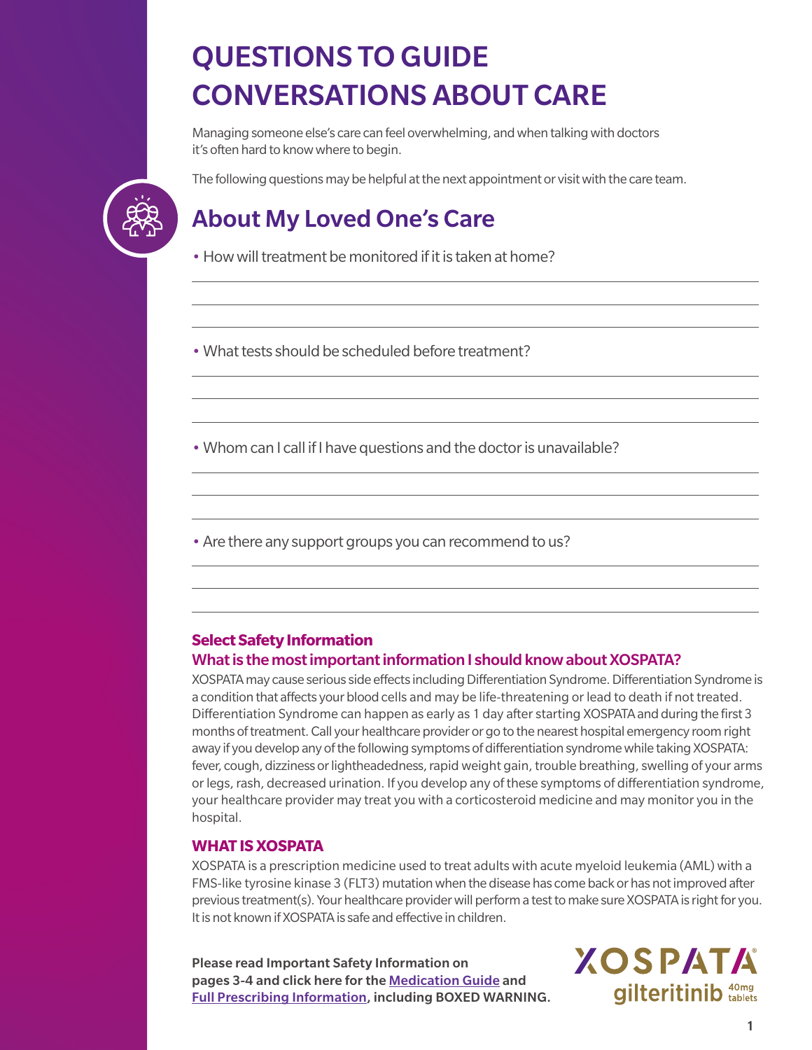# QUESTIONS TO GUIDE CONVERSATIONS ABOUT CARE

Managing someone else's care can feel overwhelming, and when talking with doctors it's often hard to know where to begin.

The following questions may be helpful at the next appointment or visit with the care team.

## About My Loved One's Care

- How will treatment be monitored if it is taken at home?

- What tests should be scheduled before treatment?

- Whom can I call if I have questions and the doctor is unavailable?

- Are there any support groups you can recommend to us?

### Select Safety Information

### What is the most important information I should know about XOSPATA?

XOSPATA may cause serious side effects including Differentiation Syndrome. Differentiation Syndrome is a condition that affects your blood cells and may be life-threatening or lead to death if not treated. Differentiation Syndrome can happen as early as 1 day after starting XOSPATA and during the first 3 months of treatment. Call your healthcare provider or go to the nearest hospital emergency room right away if you develop any of the following symptoms of differentiation syndrome while taking XOSPATA: fever, cough, dizziness or lightheadedness, rapid weight gain, trouble breathing, swelling of your arms or legs, rash, decreased urination. If you develop any of these symptoms of differentiation syndrome, your healthcare provider may treat you with a corticosteroid medicine and may monitor you in the hospital.

### WHAT IS XOSPATA

XOSPATA is a prescription medicine used to treat adults with acute myeloid leukemia (AML) with a FMS-like tyrosine kinase 3 (FLT3) mutation when the disease has come back or has not improved after previous treatment(s). Your healthcare provider will perform a test to make sure XOSPATA is right for you. It is not known if XOSPATA is safe and effective in children.

**Please read Important Safety Information on pages 3-4 and click here for the Medication Guide and Full Prescribing Information, including BOXED WARNING.**

XOSPATA® gilteritinib 40mg tablets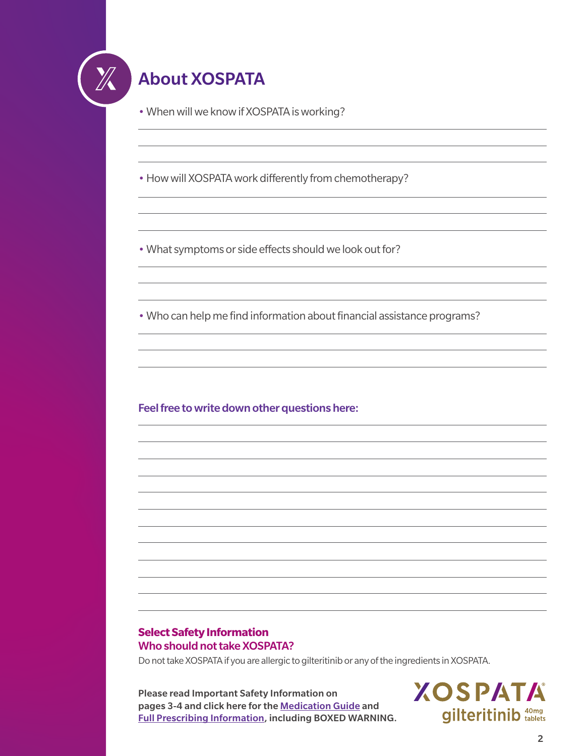## About XOSPATA

- When will we know if XOSPATA is working?

- How will XOSPATA work differently from chemotherapy?

- What symptoms or side effects should we look out for?

- Who can help me find information about financial assistance programs?

**Feel free to write down other questions here:**

**Select Safety Information**

**Who should not take XOSPATA?**

Do not take XOSPATA if you are allergic to gilteritinib or any of the ingredients in XOSPATA.

**Please read Important Safety Information on pages 3-4 and click here for the Medication Guide and Full Prescribing Information, including BOXED WARNING.**

XOSPATA® gilteritinib 40mg tablets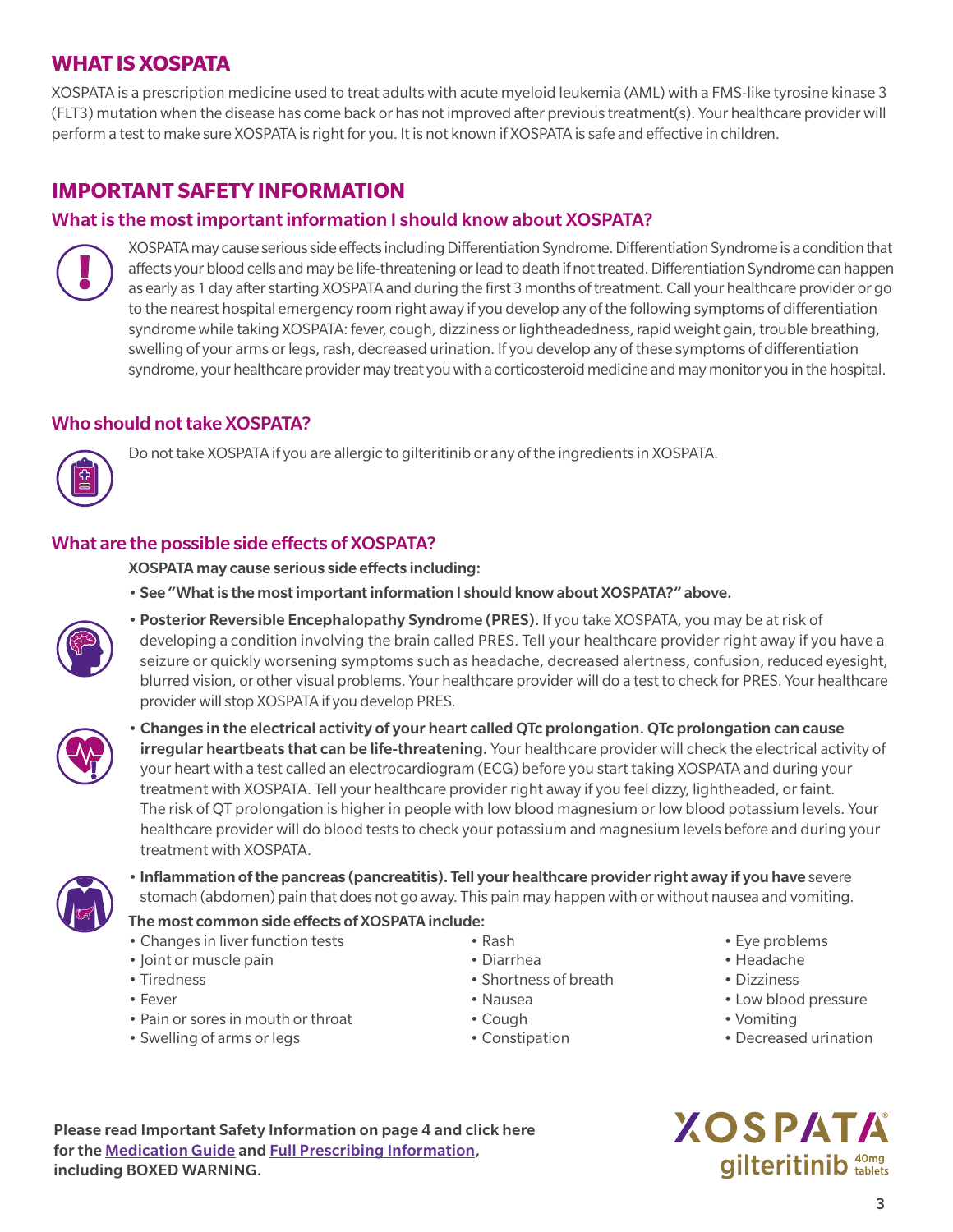## WHAT IS XOSPATA

XOSPATA is a prescription medicine used to treat adults with acute myeloid leukemia (AML) with a FMS-like tyrosine kinase 3 (FLT3) mutation when the disease has come back or has not improved after previous treatment(s). Your healthcare provider will perform a test to make sure XOSPATA is right for you. It is not known if XOSPATA is safe and effective in children.

## IMPORTANT SAFETY INFORMATION

### What is the most important information I should know about XOSPATA?

XOSPATA may cause serious side effects including Differentiation Syndrome. Differentiation Syndrome is a condition that affects your blood cells and may be life-threatening or lead to death if not treated. Differentiation Syndrome can happen as early as 1 day after starting XOSPATA and during the first 3 months of treatment. Call your healthcare provider or go to the nearest hospital emergency room right away if you develop any of the following symptoms of differentiation syndrome while taking XOSPATA: fever, cough, dizziness or lightheadedness, rapid weight gain, trouble breathing, swelling of your arms or legs, rash, decreased urination. If you develop any of these symptoms of differentiation syndrome, your healthcare provider may treat you with a corticosteroid medicine and may monitor you in the hospital.

### Who should not take XOSPATA?

Do not take XOSPATA if you are allergic to gilteritinib or any of the ingredients in XOSPATA.

### What are the possible side effects of XOSPATA?

**XOSPATA may cause serious side effects including:**

- **See "What is the most important information I should know about XOSPATA?" above.**
- **Posterior Reversible Encephalopathy Syndrome (PRES).** If you take XOSPATA, you may be at risk of developing a condition involving the brain called PRES. Tell your healthcare provider right away if you have a seizure or quickly worsening symptoms such as headache, decreased alertness, confusion, reduced eyesight, blurred vision, or other visual problems. Your healthcare provider will do a test to check for PRES. Your healthcare provider will stop XOSPATA if you develop PRES.
- **Changes in the electrical activity of your heart called QTc prolongation. QTc prolongation can cause irregular heartbeats that can be life-threatening.** Your healthcare provider will check the electrical activity of your heart with a test called an electrocardiogram (ECG) before you start taking XOSPATA and during your treatment with XOSPATA. Tell your healthcare provider right away if you feel dizzy, lightheaded, or faint. The risk of QT prolongation is higher in people with low blood magnesium or low blood potassium levels. Your healthcare provider will do blood tests to check your potassium and magnesium levels before and during your treatment with XOSPATA.
- **Inflammation of the pancreas (pancreatitis). Tell your healthcare provider right away if you have** severe stomach (abdomen) pain that does not go away. This pain may happen with or without nausea and vomiting.

**The most common side effects of XOSPATA include:**

- Changes in liver function tests
- Joint or muscle pain
- Tiredness
- Fever
- Pain or sores in mouth or throat
- Swelling of arms or legs
- Rash
- Diarrhea
- Shortness of breath
- Nausea
- Cough
- Constipation
- Eye problems
- Headache
- Dizziness
- Low blood pressure
- Vomiting
- Decreased urination

**Please read Important Safety Information on page 4 and click here for the Medication Guide and Full Prescribing Information, including BOXED WARNING.**

XOSPATA® gilteritinib 40mg tablets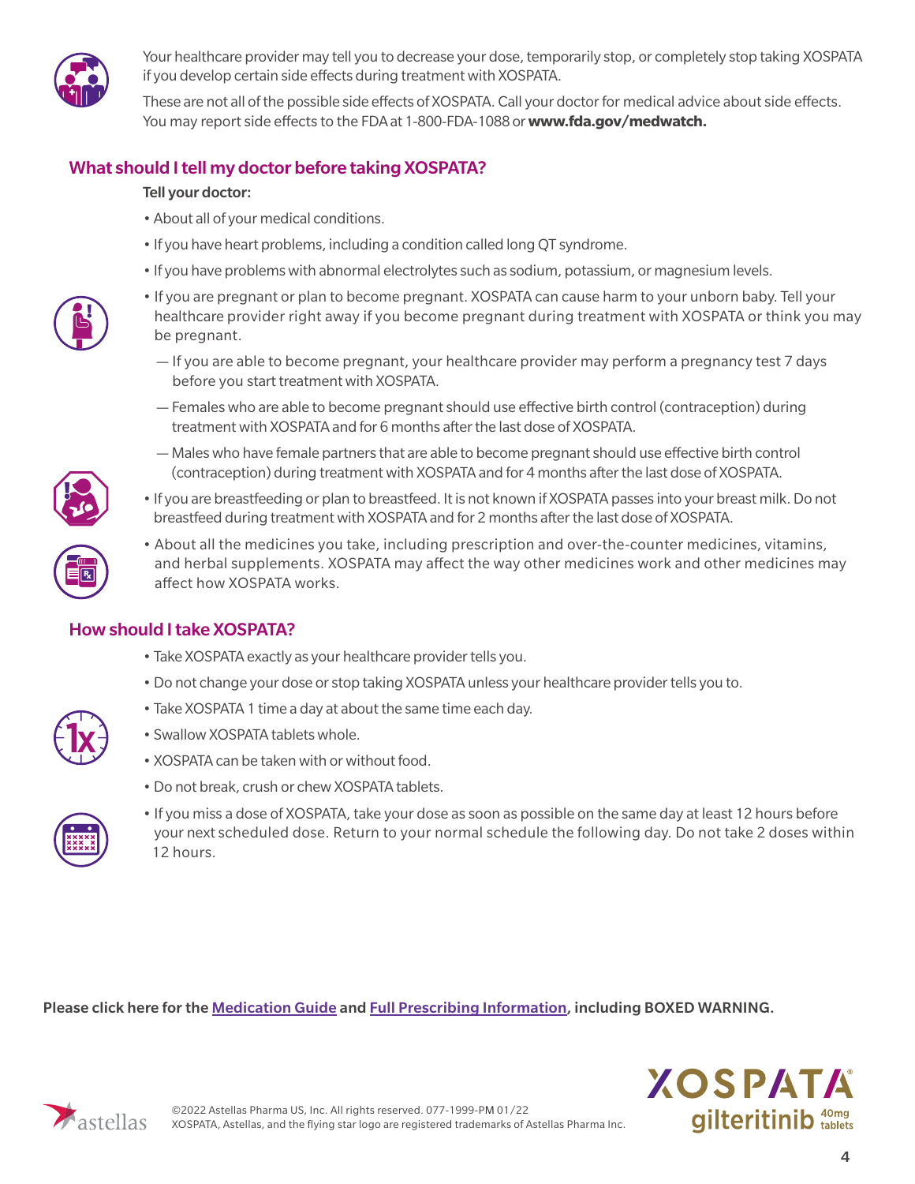Your healthcare provider may tell you to decrease your dose, temporarily stop, or completely stop taking XOSPATA if you develop certain side effects during treatment with XOSPATA.

These are not all of the possible side effects of XOSPATA. Call your doctor for medical advice about side effects. You may report side effects to the FDA at 1-800-FDA-1088 or **www.fda.gov/medwatch.**

## What should I tell my doctor before taking XOSPATA?

**Tell your doctor:**

- About all of your medical conditions.
- If you have heart problems, including a condition called long QT syndrome.
- If you have problems with abnormal electrolytes such as sodium, potassium, or magnesium levels.
- If you are pregnant or plan to become pregnant. XOSPATA can cause harm to your unborn baby. Tell your healthcare provider right away if you become pregnant during treatment with XOSPATA or think you may be pregnant.
  - If you are able to become pregnant, your healthcare provider may perform a pregnancy test 7 days before you start treatment with XOSPATA.
  - Females who are able to become pregnant should use effective birth control (contraception) during treatment with XOSPATA and for 6 months after the last dose of XOSPATA.
  - Males who have female partners that are able to become pregnant should use effective birth control (contraception) during treatment with XOSPATA and for 4 months after the last dose of XOSPATA.
- If you are breastfeeding or plan to breastfeed. It is not known if XOSPATA passes into your breast milk. Do not breastfeed during treatment with XOSPATA and for 2 months after the last dose of XOSPATA.
- About all the medicines you take, including prescription and over-the-counter medicines, vitamins, and herbal supplements. XOSPATA may affect the way other medicines work and other medicines may affect how XOSPATA works.

## How should I take XOSPATA?

- Take XOSPATA exactly as your healthcare provider tells you.
- Do not change your dose or stop taking XOSPATA unless your healthcare provider tells you to.
- Take XOSPATA 1 time a day at about the same time each day.
- Swallow XOSPATA tablets whole.
- XOSPATA can be taken with or without food.
- Do not break, crush or chew XOSPATA tablets.
- If you miss a dose of XOSPATA, take your dose as soon as possible on the same day at least 12 hours before your next scheduled dose. Return to your normal schedule the following day. Do not take 2 doses within 12 hours.

**Please click here for the Medication Guide and Full Prescribing Information, including BOXED WARNING.**

astellas

©2022 Astellas Pharma US, Inc. All rights reserved. 077-1999-PM 01/22
XOSPATA, Astellas, and the flying star logo are registered trademarks of Astellas Pharma Inc.

XOSPATA® gilteritinib 40mg tablets